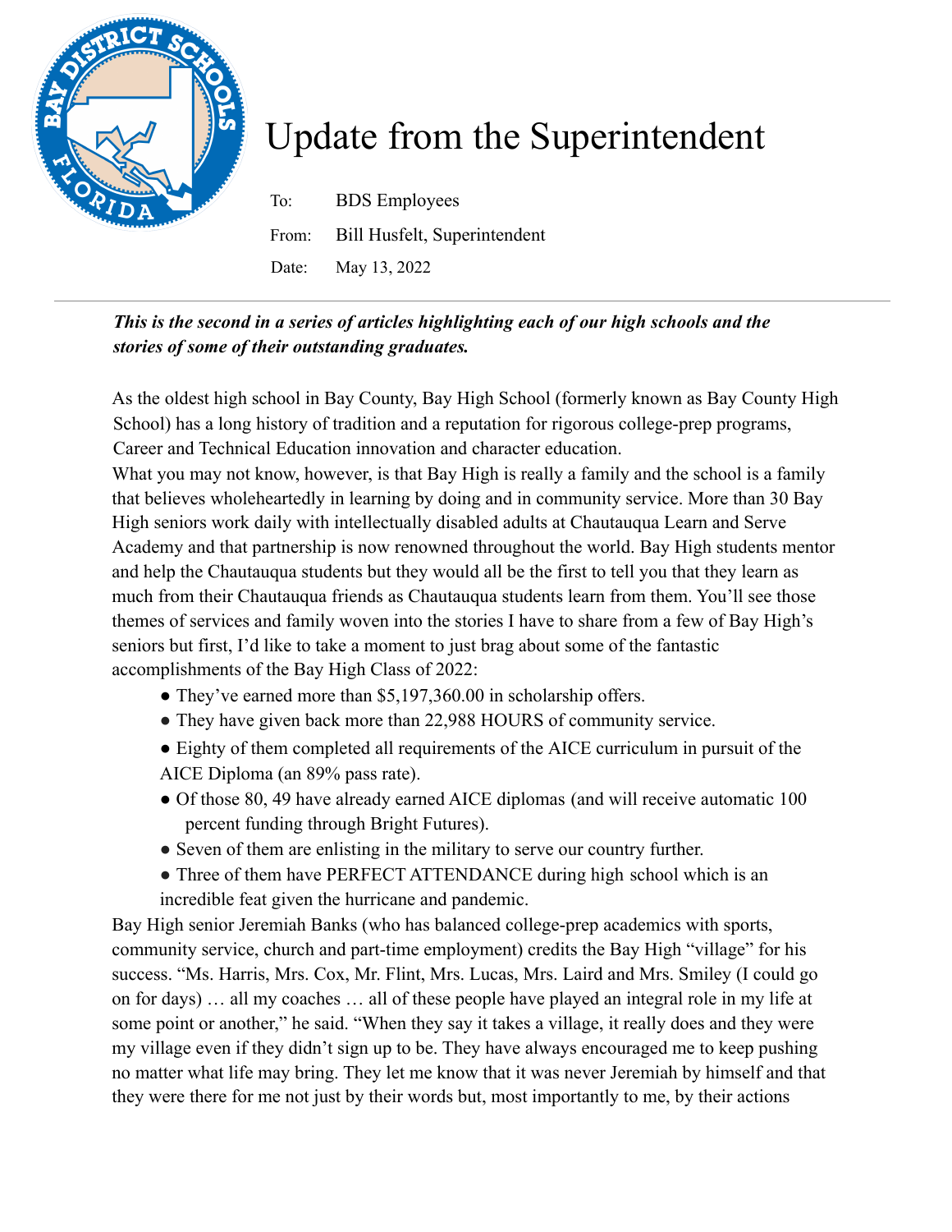# Update from the Superintendent

To: BDS Employees

From: Bill Husfelt, Superintendent

Date: May 13, 2022

---

***This is the second in a series of articles highlighting each of our high schools and the stories of some of their outstanding graduates.***

As the oldest high school in Bay County, Bay High School (formerly known as Bay County High School) has a long history of tradition and a reputation for rigorous college-prep programs, Career and Technical Education innovation and character education.

What you may not know, however, is that Bay High is really a family and the school is a family that believes wholeheartedly in learning by doing and in community service. More than 30 Bay High seniors work daily with intellectually disabled adults at Chautauqua Learn and Serve Academy and that partnership is now renowned throughout the world. Bay High students mentor and help the Chautauqua students but they would all be the first to tell you that they learn as much from their Chautauqua friends as Chautauqua students learn from them. You'll see those themes of services and family woven into the stories I have to share from a few of Bay High's seniors but first, I'd like to take a moment to just brag about some of the fantastic accomplishments of the Bay High Class of 2022:

- They've earned more than $5,197,360.00 in scholarship offers.
- They have given back more than 22,988 HOURS of community service.
- Eighty of them completed all requirements of the AICE curriculum in pursuit of the AICE Diploma (an 89% pass rate).
- Of those 80, 49 have already earned AICE diplomas (and will receive automatic 100 percent funding through Bright Futures).
- Seven of them are enlisting in the military to serve our country further.
- Three of them have PERFECT ATTENDANCE during high school which is an incredible feat given the hurricane and pandemic.

Bay High senior Jeremiah Banks (who has balanced college-prep academics with sports, community service, church and part-time employment) credits the Bay High "village" for his success. "Ms. Harris, Mrs. Cox, Mr. Flint, Mrs. Lucas, Mrs. Laird and Mrs. Smiley (I could go on for days) … all my coaches … all of these people have played an integral role in my life at some point or another," he said. "When they say it takes a village, it really does and they were my village even if they didn't sign up to be. They have always encouraged me to keep pushing no matter what life may bring. They let me know that it was never Jeremiah by himself and that they were there for me not just by their words but, most importantly to me, by their actions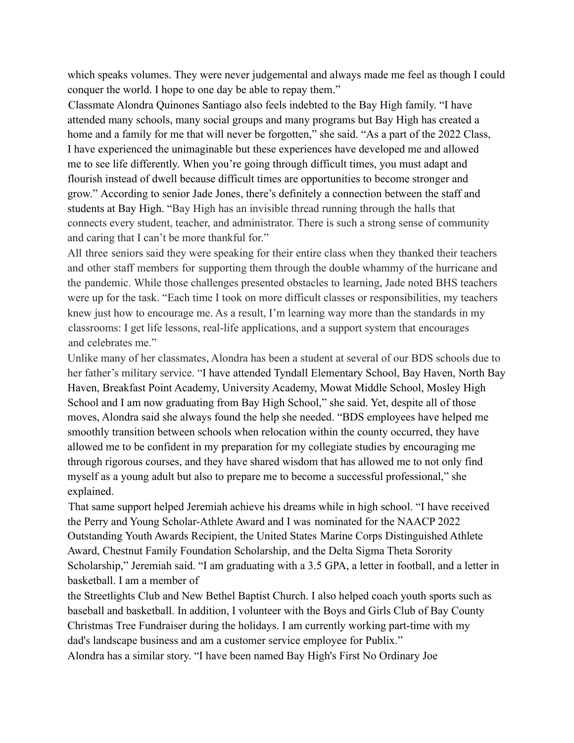which speaks volumes. They were never judgemental and always made me feel as though I could conquer the world. I hope to one day be able to repay them."

Classmate Alondra Quinones Santiago also feels indebted to the Bay High family. "I have attended many schools, many social groups and many programs but Bay High has created a home and a family for me that will never be forgotten," she said. "As a part of the 2022 Class, I have experienced the unimaginable but these experiences have developed me and allowed me to see life differently. When you're going through difficult times, you must adapt and flourish instead of dwell because difficult times are opportunities to become stronger and grow." According to senior Jade Jones, there's definitely a connection between the staff and students at Bay High. "Bay High has an invisible thread running through the halls that connects every student, teacher, and administrator. There is such a strong sense of community and caring that I can't be more thankful for."

All three seniors said they were speaking for their entire class when they thanked their teachers and other staff members for supporting them through the double whammy of the hurricane and the pandemic. While those challenges presented obstacles to learning, Jade noted BHS teachers were up for the task. "Each time I took on more difficult classes or responsibilities, my teachers knew just how to encourage me. As a result, I'm learning way more than the standards in my classrooms: I get life lessons, real-life applications, and a support system that encourages and celebrates me."

Unlike many of her classmates, Alondra has been a student at several of our BDS schools due to her father's military service. "I have attended Tyndall Elementary School, Bay Haven, North Bay Haven, Breakfast Point Academy, University Academy, Mowat Middle School, Mosley High School and I am now graduating from Bay High School," she said. Yet, despite all of those moves, Alondra said she always found the help she needed. "BDS employees have helped me smoothly transition between schools when relocation within the county occurred, they have allowed me to be confident in my preparation for my collegiate studies by encouraging me through rigorous courses, and they have shared wisdom that has allowed me to not only find myself as a young adult but also to prepare me to become a successful professional," she explained.

That same support helped Jeremiah achieve his dreams while in high school. "I have received the Perry and Young Scholar-Athlete Award and I was nominated for the NAACP 2022 Outstanding Youth Awards Recipient, the United States Marine Corps Distinguished Athlete Award, Chestnut Family Foundation Scholarship, and the Delta Sigma Theta Sorority Scholarship," Jeremiah said. "I am graduating with a 3.5 GPA, a letter in football, and a letter in basketball. I am a member of the Streetlights Club and New Bethel Baptist Church. I also helped coach youth sports such as baseball and basketball. In addition, I volunteer with the Boys and Girls Club of Bay County Christmas Tree Fundraiser during the holidays. I am currently working part-time with my dad's landscape business and am a customer service employee for Publix."

Alondra has a similar story. "I have been named Bay High's First No Ordinary Joe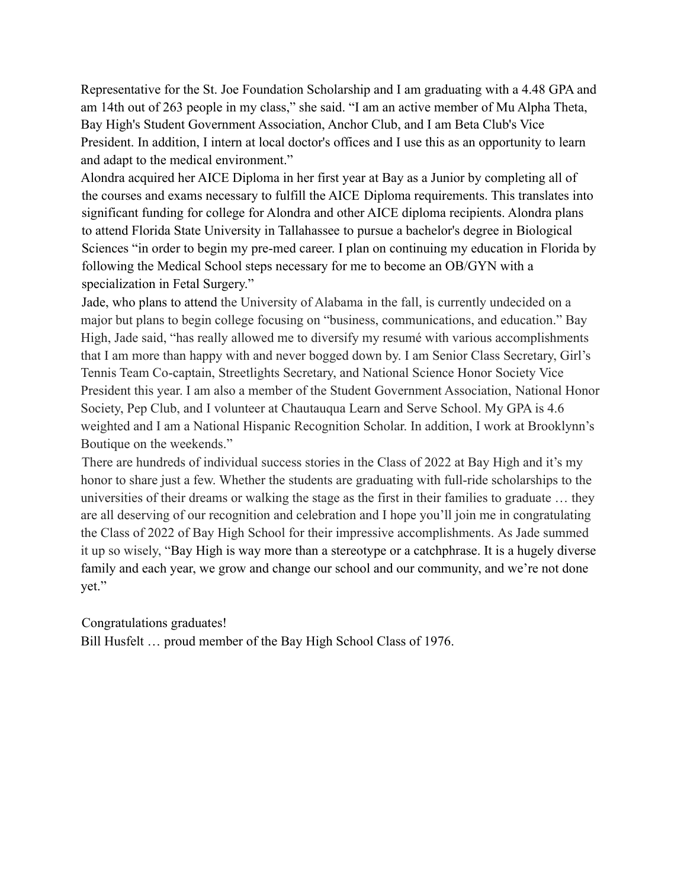Representative for the St. Joe Foundation Scholarship and I am graduating with a 4.48 GPA and am 14th out of 263 people in my class," she said. "I am an active member of Mu Alpha Theta, Bay High's Student Government Association, Anchor Club, and I am Beta Club's Vice President. In addition, I intern at local doctor's offices and I use this as an opportunity to learn and adapt to the medical environment."

Alondra acquired her AICE Diploma in her first year at Bay as a Junior by completing all of the courses and exams necessary to fulfill the AICE Diploma requirements. This translates into significant funding for college for Alondra and other AICE diploma recipients. Alondra plans to attend Florida State University in Tallahassee to pursue a bachelor's degree in Biological Sciences "in order to begin my pre-med career. I plan on continuing my education in Florida by following the Medical School steps necessary for me to become an OB/GYN with a specialization in Fetal Surgery."

Jade, who plans to attend the University of Alabama in the fall, is currently undecided on a major but plans to begin college focusing on "business, communications, and education." Bay High, Jade said, "has really allowed me to diversify my resumé with various accomplishments that I am more than happy with and never bogged down by. I am Senior Class Secretary, Girl's Tennis Team Co-captain, Streetlights Secretary, and National Science Honor Society Vice President this year. I am also a member of the Student Government Association, National Honor Society, Pep Club, and I volunteer at Chautauqua Learn and Serve School. My GPA is 4.6 weighted and I am a National Hispanic Recognition Scholar. In addition, I work at Brooklynn's Boutique on the weekends."

There are hundreds of individual success stories in the Class of 2022 at Bay High and it's my honor to share just a few. Whether the students are graduating with full-ride scholarships to the universities of their dreams or walking the stage as the first in their families to graduate … they are all deserving of our recognition and celebration and I hope you'll join me in congratulating the Class of 2022 of Bay High School for their impressive accomplishments. As Jade summed it up so wisely, "Bay High is way more than a stereotype or a catchphrase. It is a hugely diverse family and each year, we grow and change our school and our community, and we're not done yet."

Congratulations graduates!
Bill Husfelt … proud member of the Bay High School Class of 1976.